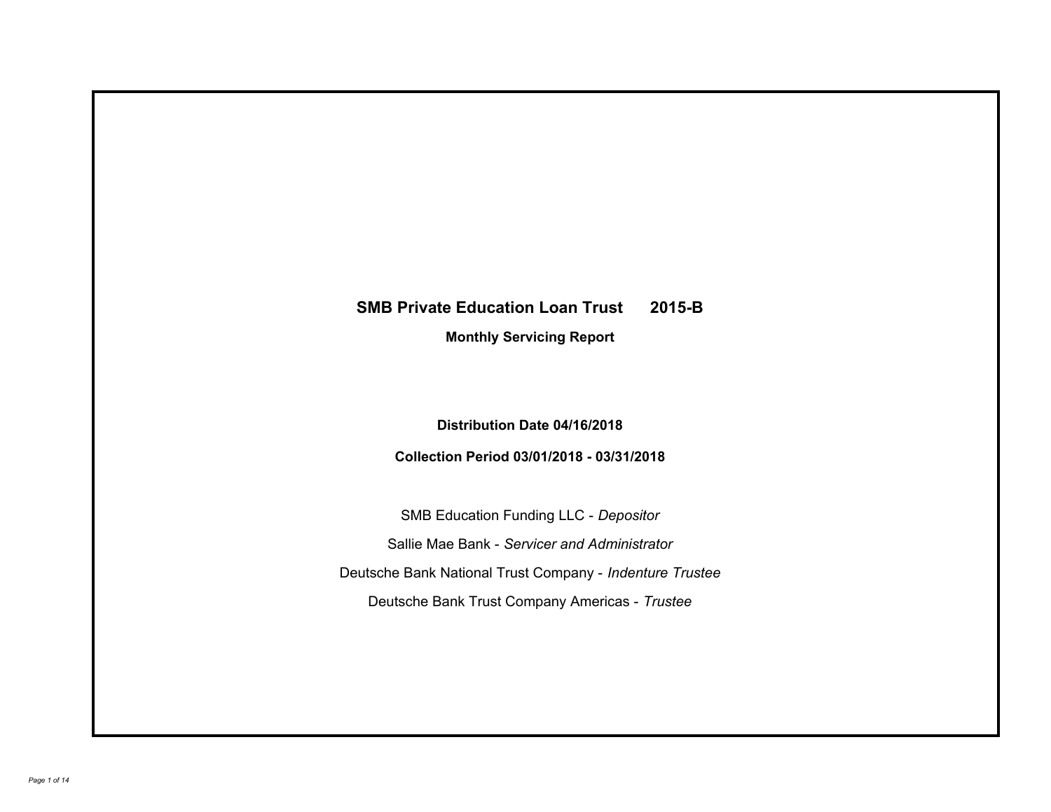# SMB Private Education Loan Trust 2015-B

## Monthly Servicing Report

**Distribution Date 04/16/2018**

**Collection Period 03/01/2018 - 03/31/2018**

SMB Education Funding LLC - *Depositor*

Sallie Mae Bank - *Servicer and Administrator*

Deutsche Bank National Trust Company - *Indenture Trustee*

Deutsche Bank Trust Company Americas - *Trustee*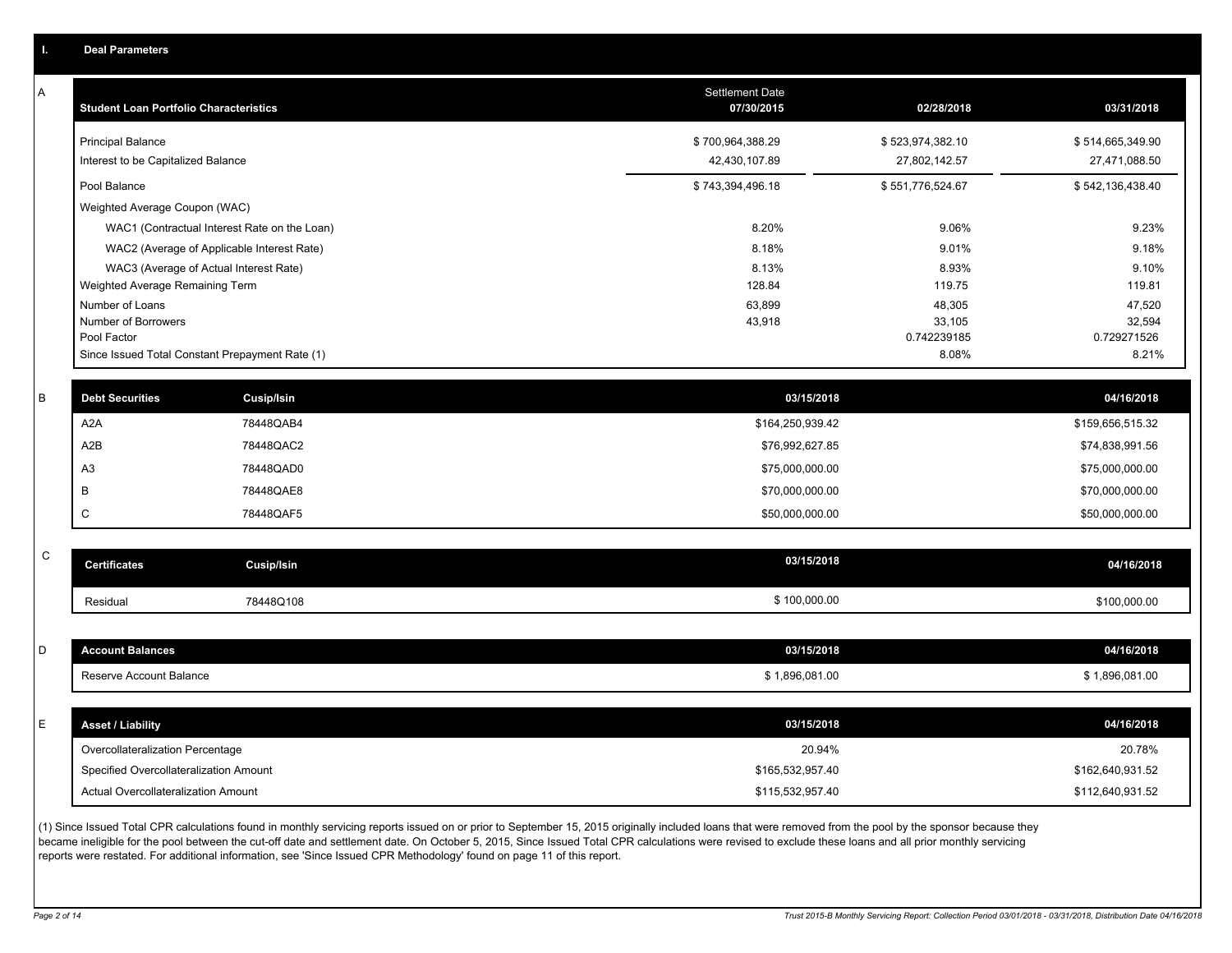## I. Deal Parameters

### A

| Student Loan Portfolio Characteristics | Settlement Date 07/30/2015 | 02/28/2018 | 03/31/2018 |
|---|---|---|---|
| Principal Balance | $ 700,964,388.29 | $ 523,974,382.10 | $ 514,665,349.90 |
| Interest to be Capitalized Balance | 42,430,107.89 | 27,802,142.57 | 27,471,088.50 |
| Pool Balance | $ 743,394,496.18 | $ 551,776,524.67 | $ 542,136,438.40 |
| Weighted Average Coupon (WAC) | | | |
| WAC1 (Contractual Interest Rate on the Loan) | 8.20% | 9.06% | 9.23% |
| WAC2 (Average of Applicable Interest Rate) | 8.18% | 9.01% | 9.18% |
| WAC3 (Average of Actual Interest Rate) | 8.13% | 8.93% | 9.10% |
| Weighted Average Remaining Term | 128.84 | 119.75 | 119.81 |
| Number of Loans | 63,899 | 48,305 | 47,520 |
| Number of Borrowers | 43,918 | 33,105 | 32,594 |
| Pool Factor | | 0.742239185 | 0.729271526 |
| Since Issued Total Constant Prepayment Rate (1) | | 8.08% | 8.21% |

### B

| Debt Securities | Cusip/Isin | 03/15/2018 | 04/16/2018 |
|---|---|---|---|
| A2A | 78448QAB4 | $164,250,939.42 | $159,656,515.32 |
| A2B | 78448QAC2 | $76,992,627.85 | $74,838,991.56 |
| A3 | 78448QAD0 | $75,000,000.00 | $75,000,000.00 |
| B | 78448QAE8 | $70,000,000.00 | $70,000,000.00 |
| C | 78448QAF5 | $50,000,000.00 | $50,000,000.00 |

### C

| Certificates | Cusip/Isin | 03/15/2018 | 04/16/2018 |
|---|---|---|---|
| Residual | 78448Q108 | $ 100,000.00 | $100,000.00 |

### D

| Account Balances | 03/15/2018 | 04/16/2018 |
|---|---|---|
| Reserve Account Balance | $ 1,896,081.00 | $ 1,896,081.00 |

### E

| Asset / Liability | 03/15/2018 | 04/16/2018 |
|---|---|---|
| Overcollateralization Percentage | 20.94% | 20.78% |
| Specified Overcollateralization Amount | $165,532,957.40 | $162,640,931.52 |
| Actual Overcollateralization Amount | $115,532,957.40 | $112,640,931.52 |

(1) Since Issued Total CPR calculations found in monthly servicing reports issued on or prior to September 15, 2015 originally included loans that were removed from the pool by the sponsor because they became ineligible for the pool between the cut-off date and settlement date. On October 5, 2015, Since Issued Total CPR calculations were revised to exclude these loans and all prior monthly servicing reports were restated. For additional information, see 'Since Issued CPR Methodology' found on page 11 of this report.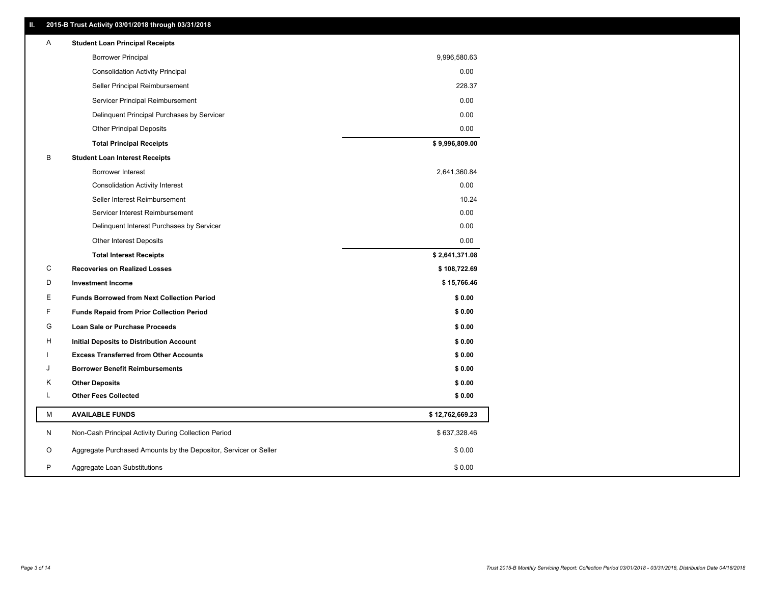## II. 2015-B Trust Activity 03/01/2018 through 03/31/2018

| | | |
|---|---|---|
| A | **Student Loan Principal Receipts** | |
| | Borrower Principal | 9,996,580.63 |
| | Consolidation Activity Principal | 0.00 |
| | Seller Principal Reimbursement | 228.37 |
| | Servicer Principal Reimbursement | 0.00 |
| | Delinquent Principal Purchases by Servicer | 0.00 |
| | Other Principal Deposits | 0.00 |
| | **Total Principal Receipts** | **$ 9,996,809.00** |
| B | **Student Loan Interest Receipts** | |
| | Borrower Interest | 2,641,360.84 |
| | Consolidation Activity Interest | 0.00 |
| | Seller Interest Reimbursement | 10.24 |
| | Servicer Interest Reimbursement | 0.00 |
| | Delinquent Interest Purchases by Servicer | 0.00 |
| | Other Interest Deposits | 0.00 |
| | **Total Interest Receipts** | **$ 2,641,371.08** |
| C | **Recoveries on Realized Losses** | **$ 108,722.69** |
| D | **Investment Income** | **$ 15,766.46** |
| E | **Funds Borrowed from Next Collection Period** | **$ 0.00** |
| F | **Funds Repaid from Prior Collection Period** | **$ 0.00** |
| G | **Loan Sale or Purchase Proceeds** | **$ 0.00** |
| H | **Initial Deposits to Distribution Account** | **$ 0.00** |
| I | **Excess Transferred from Other Accounts** | **$ 0.00** |
| J | **Borrower Benefit Reimbursements** | **$ 0.00** |
| K | **Other Deposits** | **$ 0.00** |
| L | **Other Fees Collected** | **$ 0.00** |
| M | **AVAILABLE FUNDS** | **$ 12,762,669.23** |
| N | Non-Cash Principal Activity During Collection Period | $ 637,328.46 |
| O | Aggregate Purchased Amounts by the Depositor, Servicer or Seller | $ 0.00 |
| P | Aggregate Loan Substitutions | $ 0.00 |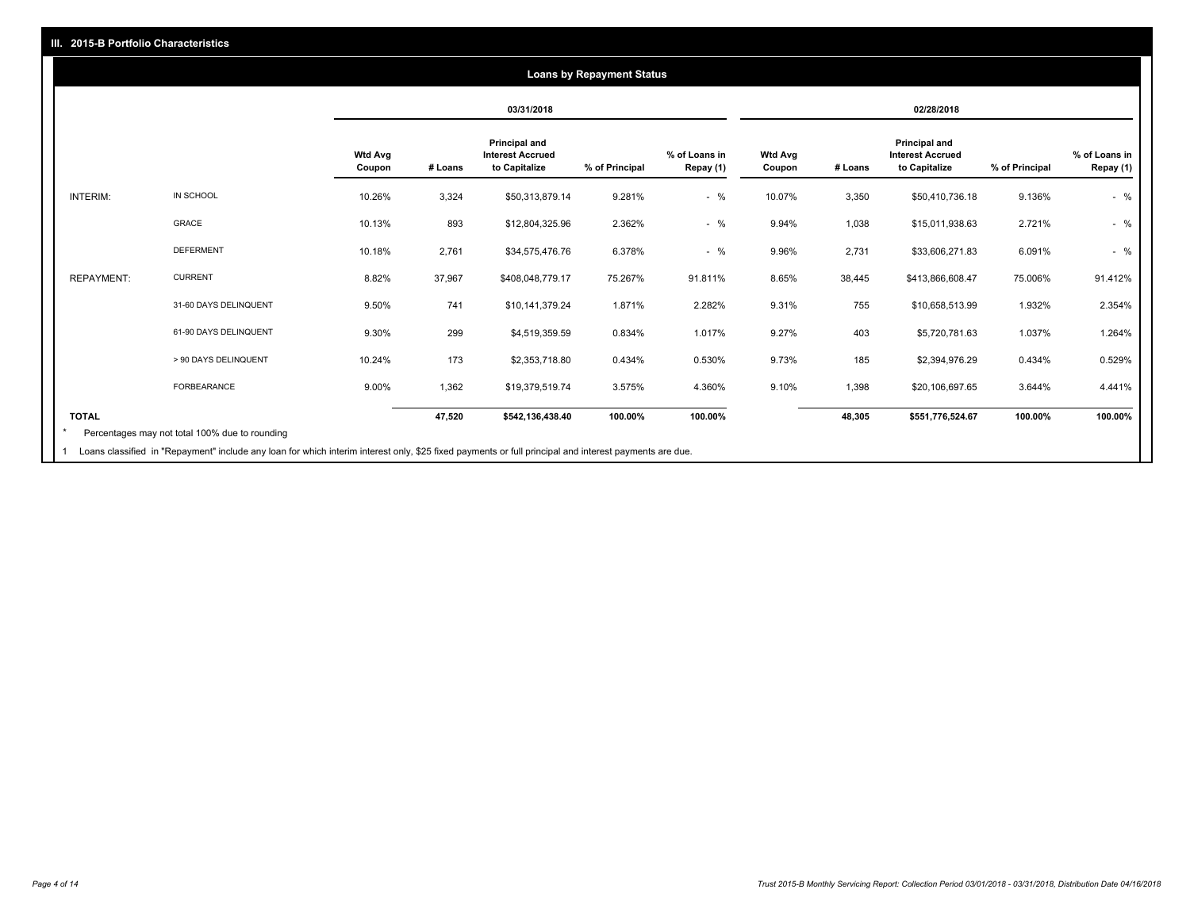## III. 2015-B Portfolio Characteristics

### Loans by Repayment Status

| | | 03/31/2018 | | | | | 02/28/2018 | | | | |
|---|---|---|---|---|---|---|---|---|---|---|---|
| | | Wtd Avg Coupon | # Loans | Principal and Interest Accrued to Capitalize | % of Principal | % of Loans in Repay (1) | Wtd Avg Coupon | # Loans | Principal and Interest Accrued to Capitalize | % of Principal | % of Loans in Repay (1) |
| INTERIM: | IN SCHOOL | 10.26% | 3,324 | $50,313,879.14 | 9.281% | - % | 10.07% | 3,350 | $50,410,736.18 | 9.136% | - % |
| | GRACE | 10.13% | 893 | $12,804,325.96 | 2.362% | - % | 9.94% | 1,038 | $15,011,938.63 | 2.721% | - % |
| | DEFERMENT | 10.18% | 2,761 | $34,575,476.76 | 6.378% | - % | 9.96% | 2,731 | $33,606,271.83 | 6.091% | - % |
| REPAYMENT: | CURRENT | 8.82% | 37,967 | $408,048,779.17 | 75.267% | 91.811% | 8.65% | 38,445 | $413,866,608.47 | 75.006% | 91.412% |
| | 31-60 DAYS DELINQUENT | 9.50% | 741 | $10,141,379.24 | 1.871% | 2.282% | 9.31% | 755 | $10,658,513.99 | 1.932% | 2.354% |
| | 61-90 DAYS DELINQUENT | 9.30% | 299 | $4,519,359.59 | 0.834% | 1.017% | 9.27% | 403 | $5,720,781.63 | 1.037% | 1.264% |
| | > 90 DAYS DELINQUENT | 10.24% | 173 | $2,353,718.80 | 0.434% | 0.530% | 9.73% | 185 | $2,394,976.29 | 0.434% | 0.529% |
| | FORBEARANCE | 9.00% | 1,362 | $19,379,519.74 | 3.575% | 4.360% | 9.10% | 1,398 | $20,106,697.65 | 3.644% | 4.441% |
| **TOTAL** | | | **47,520** | **$542,136,438.40** | **100.00%** | **100.00%** | | **48,305** | **$551,776,524.67** | **100.00%** | **100.00%** |

\* Percentages may not total 100% due to rounding

1 Loans classified in "Repayment" include any loan for which interim interest only, $25 fixed payments or full principal and interest payments are due.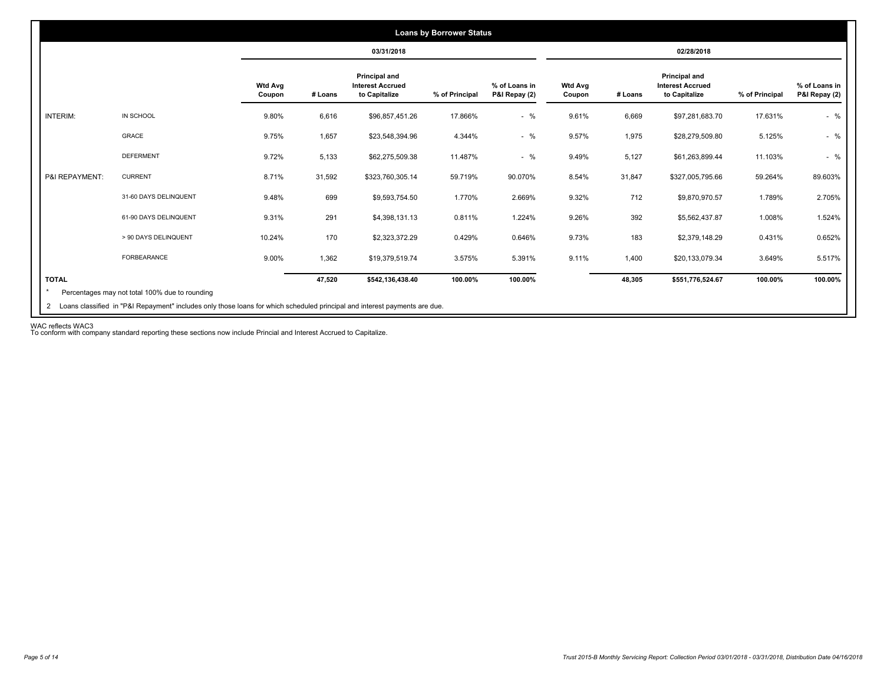## Loans by Borrower Status

| | | 03/31/2018 | | | | | 02/28/2018 | | | | |
|---|---|---|---|---|---|---|---|---|---|---|---|
| | | **Wtd Avg Coupon** | **# Loans** | **Principal and Interest Accrued to Capitalize** | **% of Principal** | **% of Loans in P&I Repay (2)** | **Wtd Avg Coupon** | **# Loans** | **Principal and Interest Accrued to Capitalize** | **% of Principal** | **% of Loans in P&I Repay (2)** |
| INTERIM: | IN SCHOOL | 9.80% | 6,616 | $96,857,451.26 | 17.866% | - % | 9.61% | 6,669 | $97,281,683.70 | 17.631% | - % |
| | GRACE | 9.75% | 1,657 | $23,548,394.96 | 4.344% | - % | 9.57% | 1,975 | $28,279,509.80 | 5.125% | - % |
| | DEFERMENT | 9.72% | 5,133 | $62,275,509.38 | 11.487% | - % | 9.49% | 5,127 | $61,263,899.44 | 11.103% | - % |
| P&I REPAYMENT: | CURRENT | 8.71% | 31,592 | $323,760,305.14 | 59.719% | 90.070% | 8.54% | 31,847 | $327,005,795.66 | 59.264% | 89.603% |
| | 31-60 DAYS DELINQUENT | 9.48% | 699 | $9,593,754.50 | 1.770% | 2.669% | 9.32% | 712 | $9,870,970.57 | 1.789% | 2.705% |
| | 61-90 DAYS DELINQUENT | 9.31% | 291 | $4,398,131.13 | 0.811% | 1.224% | 9.26% | 392 | $5,562,437.87 | 1.008% | 1.524% |
| | > 90 DAYS DELINQUENT | 10.24% | 170 | $2,323,372.29 | 0.429% | 0.646% | 9.73% | 183 | $2,379,148.29 | 0.431% | 0.652% |
| | FORBEARANCE | 9.00% | 1,362 | $19,379,519.74 | 3.575% | 5.391% | 9.11% | 1,400 | $20,133,079.34 | 3.649% | 5.517% |
| **TOTAL** | | | **47,520** | **$542,136,438.40** | **100.00%** | **100.00%** | | **48,305** | **$551,776,524.67** | **100.00%** | **100.00%** |

\* Percentages may not total 100% due to rounding

2 Loans classified in "P&I Repayment" includes only those loans for which scheduled principal and interest payments are due.

WAC reflects WAC3

To conform with company standard reporting these sections now include Princial and Interest Accrued to Capitalize.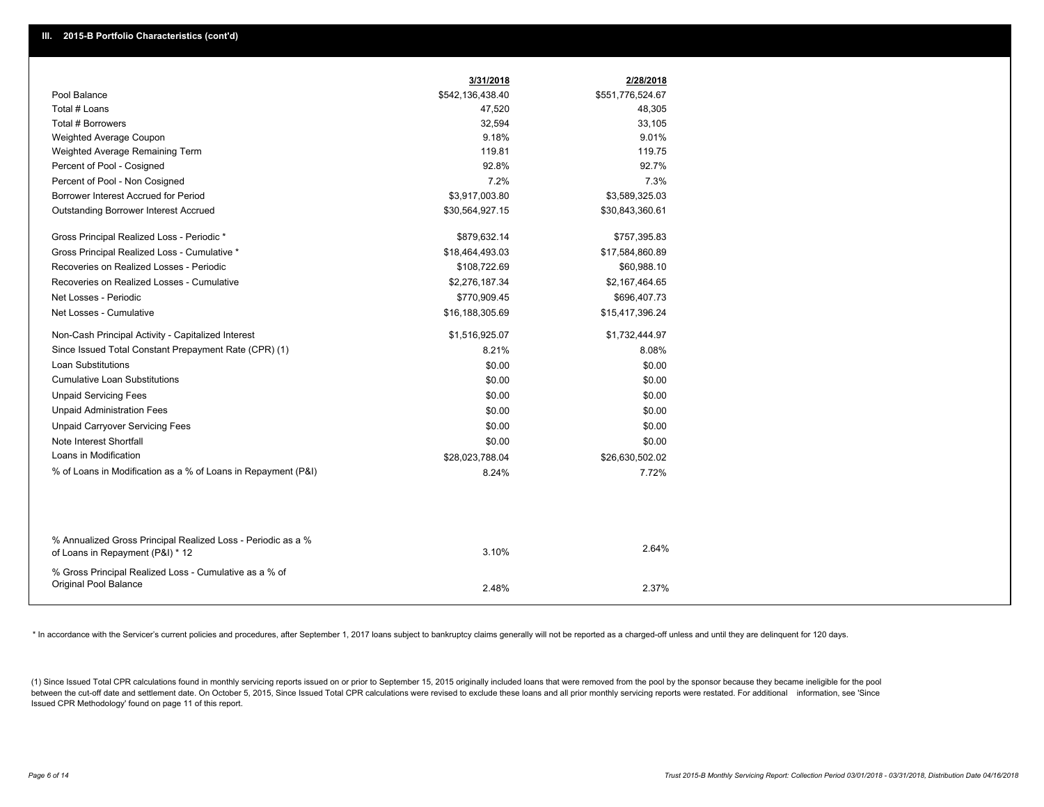## III. 2015-B Portfolio Characteristics (cont'd)

| | 3/31/2018 | 2/28/2018 |
|---|---|---|
| Pool Balance | $542,136,438.40 | $551,776,524.67 |
| Total # Loans | 47,520 | 48,305 |
| Total # Borrowers | 32,594 | 33,105 |
| Weighted Average Coupon | 9.18% | 9.01% |
| Weighted Average Remaining Term | 119.81 | 119.75 |
| Percent of Pool - Cosigned | 92.8% | 92.7% |
| Percent of Pool - Non Cosigned | 7.2% | 7.3% |
| Borrower Interest Accrued for Period | $3,917,003.80 | $3,589,325.03 |
| Outstanding Borrower Interest Accrued | $30,564,927.15 | $30,843,360.61 |
| Gross Principal Realized Loss - Periodic * | $879,632.14 | $757,395.83 |
| Gross Principal Realized Loss - Cumulative * | $18,464,493.03 | $17,584,860.89 |
| Recoveries on Realized Losses - Periodic | $108,722.69 | $60,988.10 |
| Recoveries on Realized Losses - Cumulative | $2,276,187.34 | $2,167,464.65 |
| Net Losses - Periodic | $770,909.45 | $696,407.73 |
| Net Losses - Cumulative | $16,188,305.69 | $15,417,396.24 |
| Non-Cash Principal Activity - Capitalized Interest | $1,516,925.07 | $1,732,444.97 |
| Since Issued Total Constant Prepayment Rate (CPR) (1) | 8.21% | 8.08% |
| Loan Substitutions | $0.00 | $0.00 |
| Cumulative Loan Substitutions | $0.00 | $0.00 |
| Unpaid Servicing Fees | $0.00 | $0.00 |
| Unpaid Administration Fees | $0.00 | $0.00 |
| Unpaid Carryover Servicing Fees | $0.00 | $0.00 |
| Note Interest Shortfall | $0.00 | $0.00 |
| Loans in Modification | $28,023,788.04 | $26,630,502.02 |
| % of Loans in Modification as a % of Loans in Repayment (P&I) | 8.24% | 7.72% |
| % Annualized Gross Principal Realized Loss - Periodic as a % of Loans in Repayment (P&I) * 12 | 3.10% | 2.64% |
| % Gross Principal Realized Loss - Cumulative as a % of Original Pool Balance | 2.48% | 2.37% |

* In accordance with the Servicer's current policies and procedures, after September 1, 2017 loans subject to bankruptcy claims generally will not be reported as a charged-off unless and until they are delinquent for 120 days.

(1) Since Issued Total CPR calculations found in monthly servicing reports issued on or prior to September 15, 2015 originally included loans that were removed from the pool by the sponsor because they became ineligible for the pool between the cut-off date and settlement date. On October 5, 2015, Since Issued Total CPR calculations were revised to exclude these loans and all prior monthly servicing reports were restated. For additional information, see 'Since Issued CPR Methodology' found on page 11 of this report.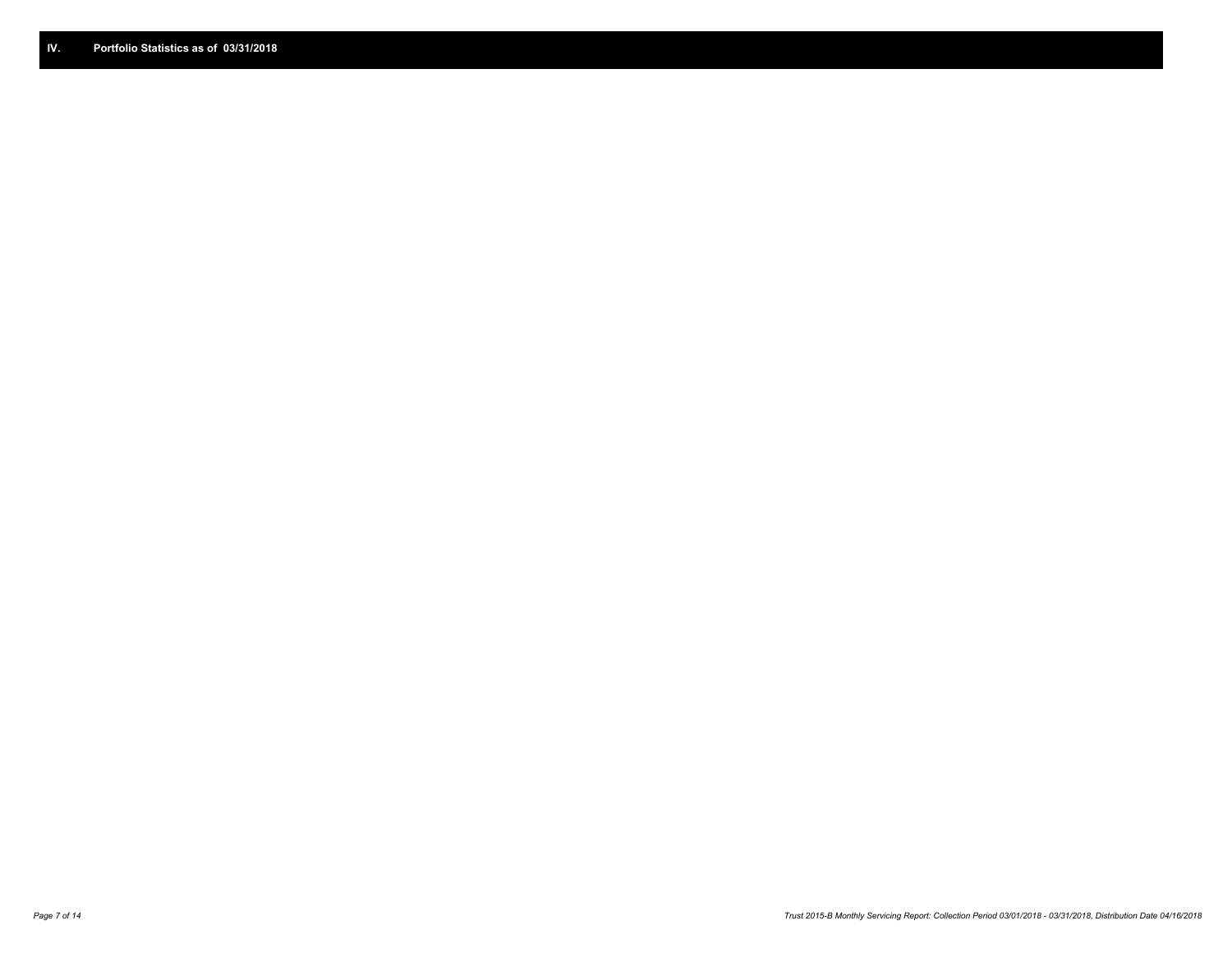## IV. Portfolio Statistics as of 03/31/2018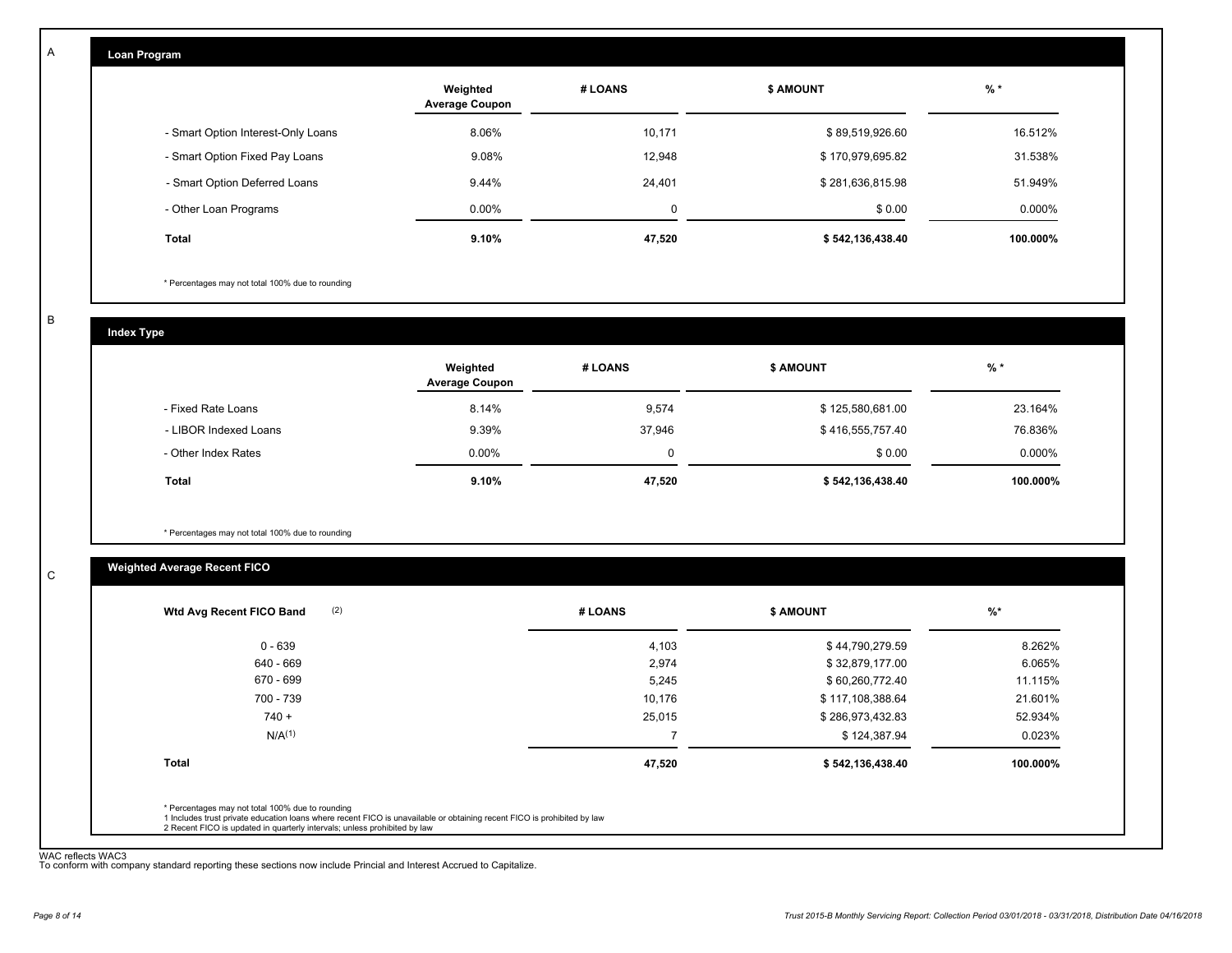A

## Loan Program

| | Weighted Average Coupon | # LOANS | $ AMOUNT | % * |
|---|---|---|---|---|
| - Smart Option Interest-Only Loans | 8.06% | 10,171 | $ 89,519,926.60 | 16.512% |
| - Smart Option Fixed Pay Loans | 9.08% | 12,948 | $ 170,979,695.82 | 31.538% |
| - Smart Option Deferred Loans | 9.44% | 24,401 | $ 281,636,815.98 | 51.949% |
| - Other Loan Programs | 0.00% | 0 | $ 0.00 | 0.000% |
| **Total** | **9.10%** | **47,520** | **$ 542,136,438.40** | **100.000%** |

* Percentages may not total 100% due to rounding

B

## Index Type

| | Weighted Average Coupon | # LOANS | $ AMOUNT | % * |
|---|---|---|---|---|
| - Fixed Rate Loans | 8.14% | 9,574 | $ 125,580,681.00 | 23.164% |
| - LIBOR Indexed Loans | 9.39% | 37,946 | $ 416,555,757.40 | 76.836% |
| - Other Index Rates | 0.00% | 0 | $ 0.00 | 0.000% |
| **Total** | **9.10%** | **47,520** | **$ 542,136,438.40** | **100.000%** |

* Percentages may not total 100% due to rounding

C

## Weighted Average Recent FICO

| Wtd Avg Recent FICO Band (2) | # LOANS | $ AMOUNT | %* |
|---|---|---|---|
| 0 - 639 | 4,103 | $ 44,790,279.59 | 8.262% |
| 640 - 669 | 2,974 | $ 32,879,177.00 | 6.065% |
| 670 - 699 | 5,245 | $ 60,260,772.40 | 11.115% |
| 700 - 739 | 10,176 | $ 117,108,388.64 | 21.601% |
| 740 + | 25,015 | $ 286,973,432.83 | 52.934% |
| N/A(1) | 7 | $ 124,387.94 | 0.023% |
| **Total** | **47,520** | **$ 542,136,438.40** | **100.000%** |

* Percentages may not total 100% due to rounding
1 Includes trust private education loans where recent FICO is unavailable or obtaining recent FICO is prohibited by law
2 Recent FICO is updated in quarterly intervals; unless prohibited by law

WAC reflects WAC3
To conform with company standard reporting these sections now include Princial and Interest Accrued to Capitalize.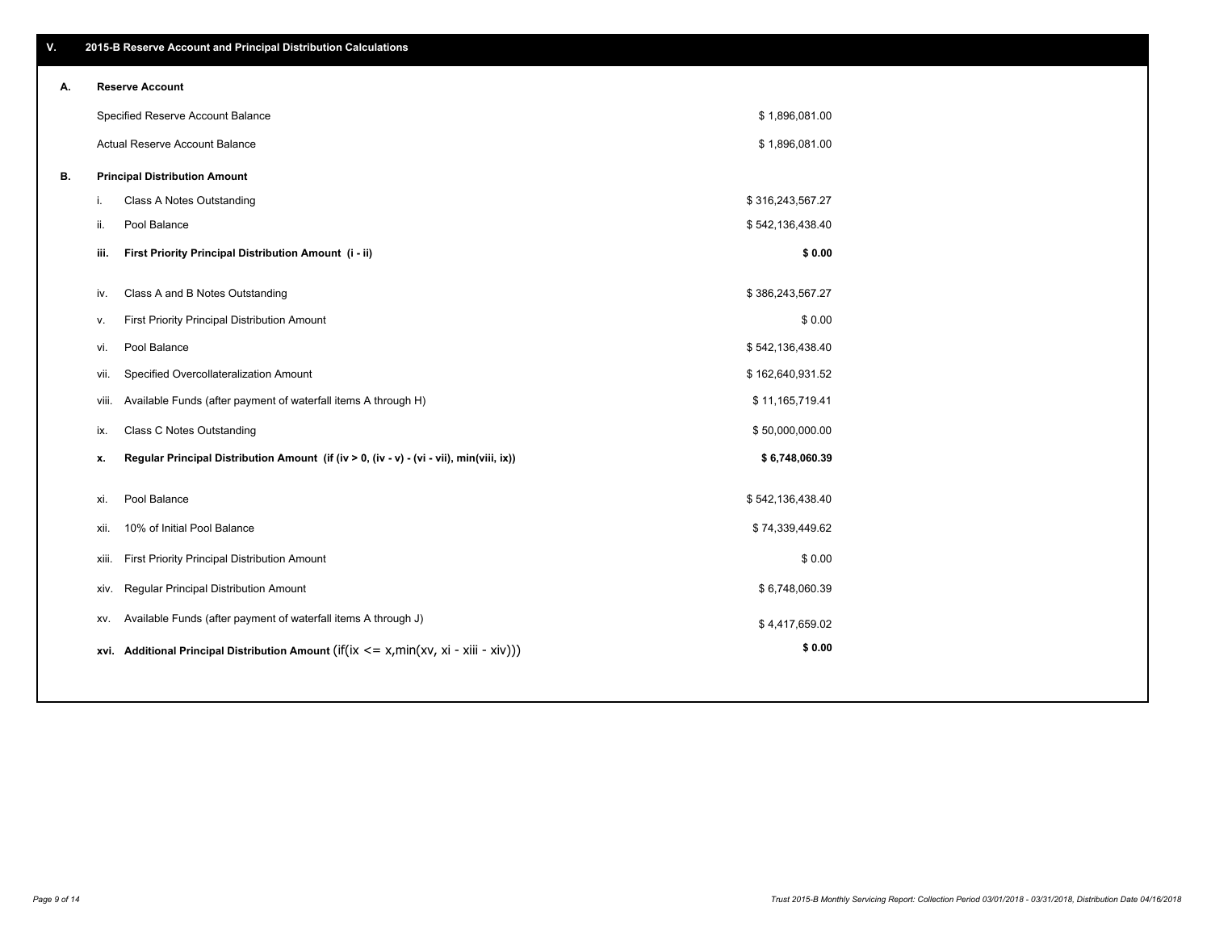## V. 2015-B Reserve Account and Principal Distribution Calculations

### A. Reserve Account

| | |
|---|---|
| Specified Reserve Account Balance | $ 1,896,081.00 |
| Actual Reserve Account Balance | $ 1,896,081.00 |

### B. Principal Distribution Amount

| | | |
|---|---|---|
| i. | Class A Notes Outstanding | $ 316,243,567.27 |
| ii. | Pool Balance | $ 542,136,438.40 |
| **iii.** | **First Priority Principal Distribution Amount (i - ii)** | **$ 0.00** |
| iv. | Class A and B Notes Outstanding | $ 386,243,567.27 |
| v. | First Priority Principal Distribution Amount | $ 0.00 |
| vi. | Pool Balance | $ 542,136,438.40 |
| vii. | Specified Overcollateralization Amount | $ 162,640,931.52 |
| viii. | Available Funds (after payment of waterfall items A through H) | $ 11,165,719.41 |
| ix. | Class C Notes Outstanding | $ 50,000,000.00 |
| **x.** | **Regular Principal Distribution Amount (if (iv > 0, (iv - v) - (vi - vii), min(viii, ix))** | **$ 6,748,060.39** |
| xi. | Pool Balance | $ 542,136,438.40 |
| xii. | 10% of Initial Pool Balance | $ 74,339,449.62 |
| xiii. | First Priority Principal Distribution Amount | $ 0.00 |
| xiv. | Regular Principal Distribution Amount | $ 6,748,060.39 |
| xv. | Available Funds (after payment of waterfall items A through J) | $ 4,417,659.02 |
| **xvi.** | **Additional Principal Distribution Amount** (if(ix <= x,min(xv, xi - xiii - xiv))) | **$ 0.00** |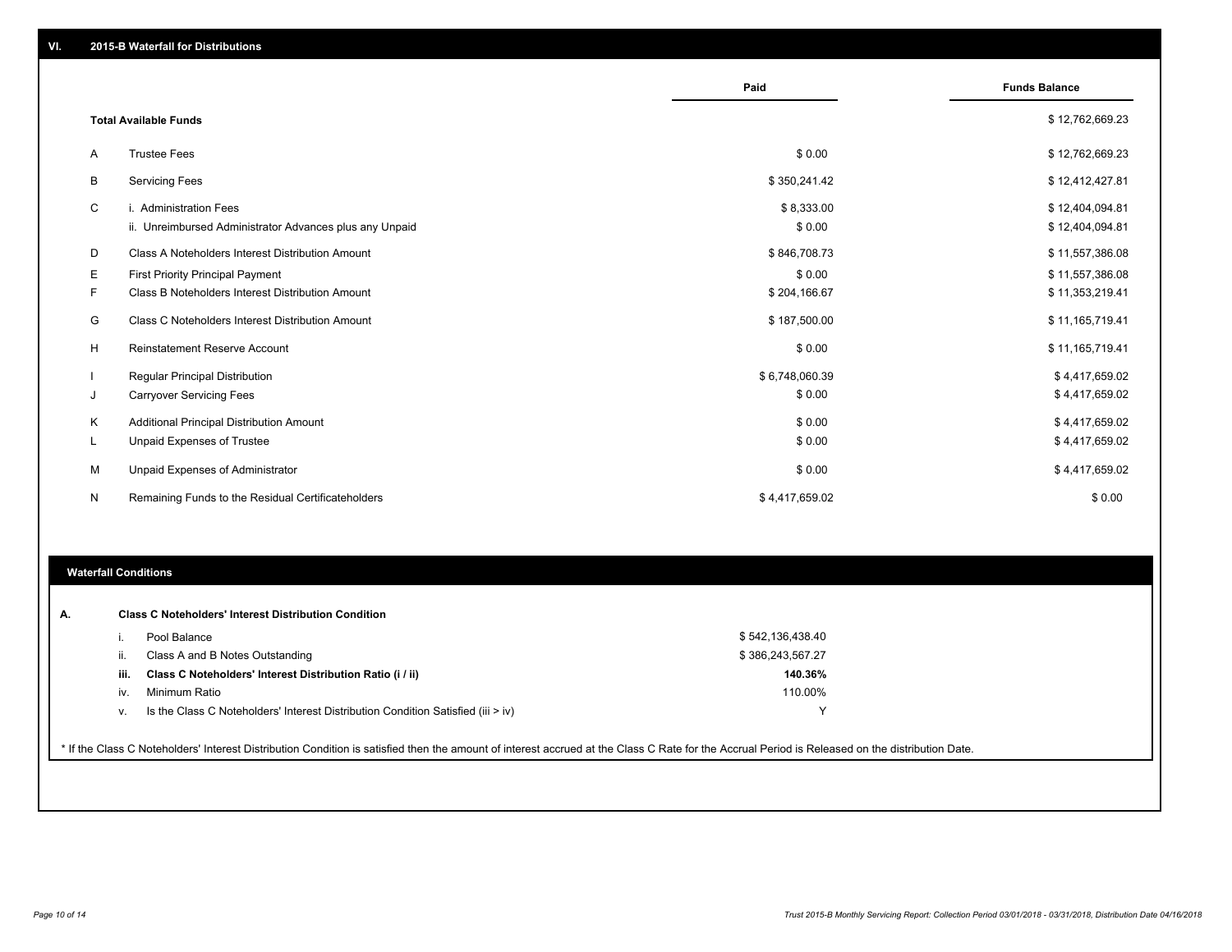## VI. 2015-B Waterfall for Distributions

| | | Paid | Funds Balance |
|---|---|---|---|
| | **Total Available Funds** | | $ 12,762,669.23 |
| A | Trustee Fees | $ 0.00 | $ 12,762,669.23 |
| B | Servicing Fees | $ 350,241.42 | $ 12,412,427.81 |
| C | i. Administration Fees | $ 8,333.00 | $ 12,404,094.81 |
| | ii. Unreimbursed Administrator Advances plus any Unpaid | $ 0.00 | $ 12,404,094.81 |
| D | Class A Noteholders Interest Distribution Amount | $ 846,708.73 | $ 11,557,386.08 |
| E | First Priority Principal Payment | $ 0.00 | $ 11,557,386.08 |
| F | Class B Noteholders Interest Distribution Amount | $ 204,166.67 | $ 11,353,219.41 |
| G | Class C Noteholders Interest Distribution Amount | $ 187,500.00 | $ 11,165,719.41 |
| H | Reinstatement Reserve Account | $ 0.00 | $ 11,165,719.41 |
| I | Regular Principal Distribution | $ 6,748,060.39 | $ 4,417,659.02 |
| J | Carryover Servicing Fees | $ 0.00 | $ 4,417,659.02 |
| K | Additional Principal Distribution Amount | $ 0.00 | $ 4,417,659.02 |
| L | Unpaid Expenses of Trustee | $ 0.00 | $ 4,417,659.02 |
| M | Unpaid Expenses of Administrator | $ 0.00 | $ 4,417,659.02 |
| N | Remaining Funds to the Residual Certificateholders | $ 4,417,659.02 | $ 0.00 |

### Waterfall Conditions

**A. Class C Noteholders' Interest Distribution Condition**

| | | |
|---|---|---|
| i. | Pool Balance | $ 542,136,438.40 |
| ii. | Class A and B Notes Outstanding | $ 386,243,567.27 |
| **iii.** | **Class C Noteholders' Interest Distribution Ratio (i / ii)** | **140.36%** |
| iv. | Minimum Ratio | 110.00% |
| v. | Is the Class C Noteholders' Interest Distribution Condition Satisfied (iii > iv) | Y |

* If the Class C Noteholders' Interest Distribution Condition is satisfied then the amount of interest accrued at the Class C Rate for the Accrual Period is Released on the distribution Date.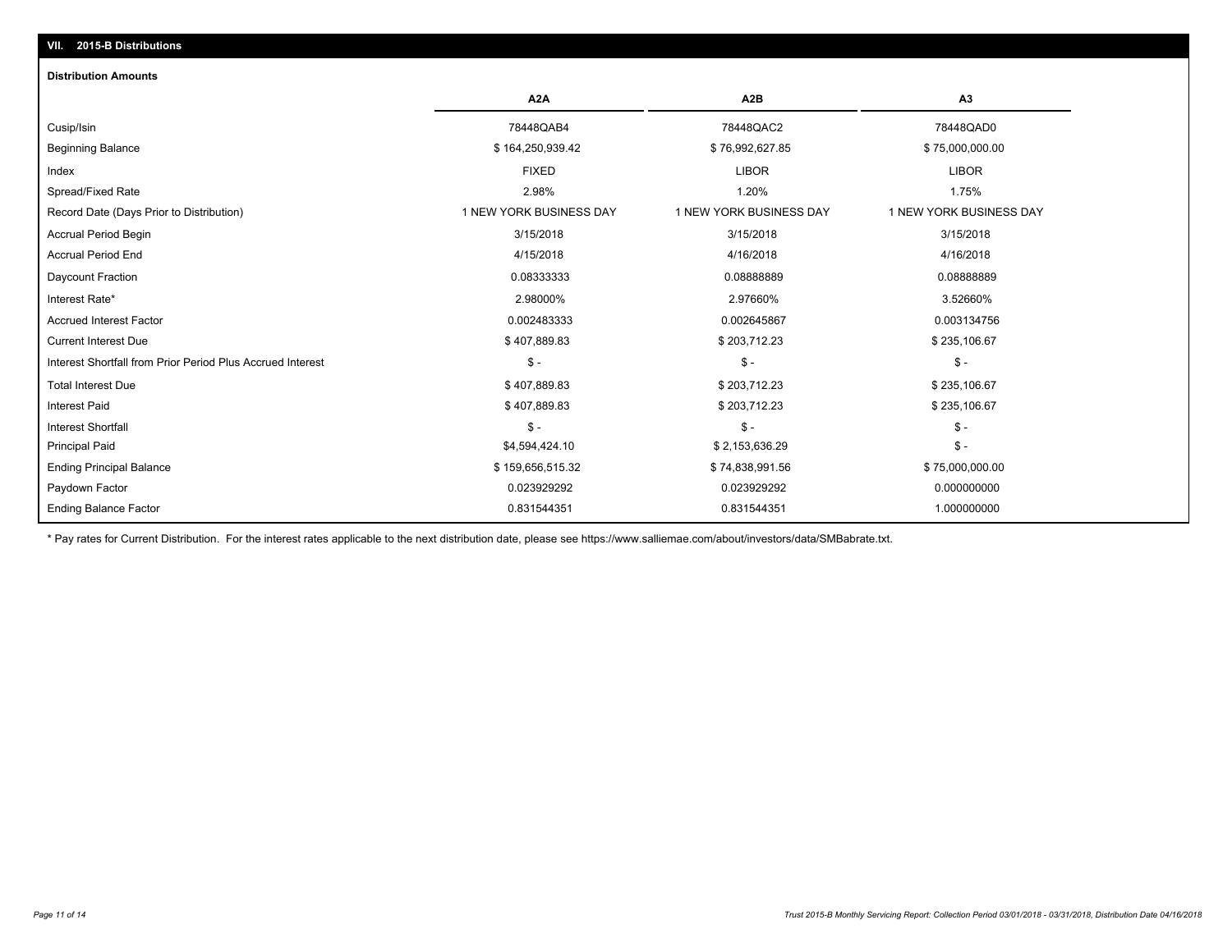## VII. 2015-B Distributions

### Distribution Amounts

| | A2A | A2B | A3 |
|---|---|---|---|
| Cusip/Isin | 78448QAB4 | 78448QAC2 | 78448QAD0 |
| Beginning Balance | $ 164,250,939.42 | $ 76,992,627.85 | $ 75,000,000.00 |
| Index | FIXED | LIBOR | LIBOR |
| Spread/Fixed Rate | 2.98% | 1.20% | 1.75% |
| Record Date (Days Prior to Distribution) | 1 NEW YORK BUSINESS DAY | 1 NEW YORK BUSINESS DAY | 1 NEW YORK BUSINESS DAY |
| Accrual Period Begin | 3/15/2018 | 3/15/2018 | 3/15/2018 |
| Accrual Period End | 4/15/2018 | 4/16/2018 | 4/16/2018 |
| Daycount Fraction | 0.08333333 | 0.08888889 | 0.08888889 |
| Interest Rate* | 2.98000% | 2.97660% | 3.52660% |
| Accrued Interest Factor | 0.002483333 | 0.002645867 | 0.003134756 |
| Current Interest Due | $ 407,889.83 | $ 203,712.23 | $ 235,106.67 |
| Interest Shortfall from Prior Period Plus Accrued Interest | $ - | $ - | $ - |
| Total Interest Due | $ 407,889.83 | $ 203,712.23 | $ 235,106.67 |
| Interest Paid | $ 407,889.83 | $ 203,712.23 | $ 235,106.67 |
| Interest Shortfall | $ - | $ - | $ - |
| Principal Paid | $4,594,424.10 | $ 2,153,636.29 | $ - |
| Ending Principal Balance | $ 159,656,515.32 | $ 74,838,991.56 | $ 75,000,000.00 |
| Paydown Factor | 0.023929292 | 0.023929292 | 0.000000000 |
| Ending Balance Factor | 0.831544351 | 0.831544351 | 1.000000000 |

* Pay rates for Current Distribution. For the interest rates applicable to the next distribution date, please see https://www.salliemae.com/about/investors/data/SMBabrate.txt.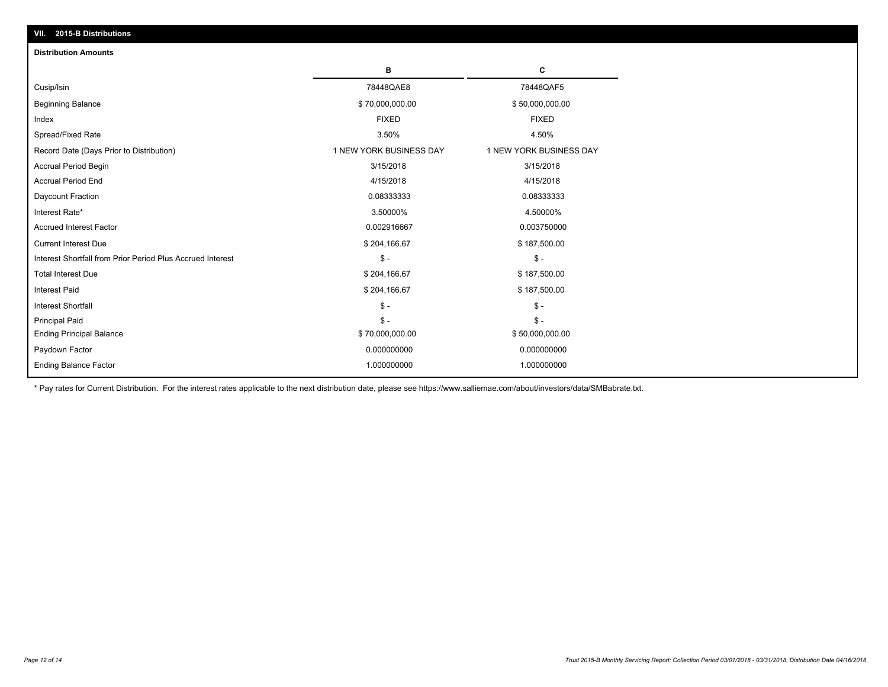## VII. 2015-B Distributions

### Distribution Amounts

| | B | C |
|---|---|---|
| Cusip/Isin | 78448QAE8 | 78448QAF5 |
| Beginning Balance | $ 70,000,000.00 | $ 50,000,000.00 |
| Index | FIXED | FIXED |
| Spread/Fixed Rate | 3.50% | 4.50% |
| Record Date (Days Prior to Distribution) | 1 NEW YORK BUSINESS DAY | 1 NEW YORK BUSINESS DAY |
| Accrual Period Begin | 3/15/2018 | 3/15/2018 |
| Accrual Period End | 4/15/2018 | 4/15/2018 |
| Daycount Fraction | 0.08333333 | 0.08333333 |
| Interest Rate* | 3.50000% | 4.50000% |
| Accrued Interest Factor | 0.002916667 | 0.003750000 |
| Current Interest Due | $ 204,166.67 | $ 187,500.00 |
| Interest Shortfall from Prior Period Plus Accrued Interest | $ - | $ - |
| Total Interest Due | $ 204,166.67 | $ 187,500.00 |
| Interest Paid | $ 204,166.67 | $ 187,500.00 |
| Interest Shortfall | $ - | $ - |
| Principal Paid | $ - | $ - |
| Ending Principal Balance | $ 70,000,000.00 | $ 50,000,000.00 |
| Paydown Factor | 0.000000000 | 0.000000000 |
| Ending Balance Factor | 1.000000000 | 1.000000000 |

* Pay rates for Current Distribution. For the interest rates applicable to the next distribution date, please see https://www.salliemae.com/about/investors/data/SMBabrate.txt.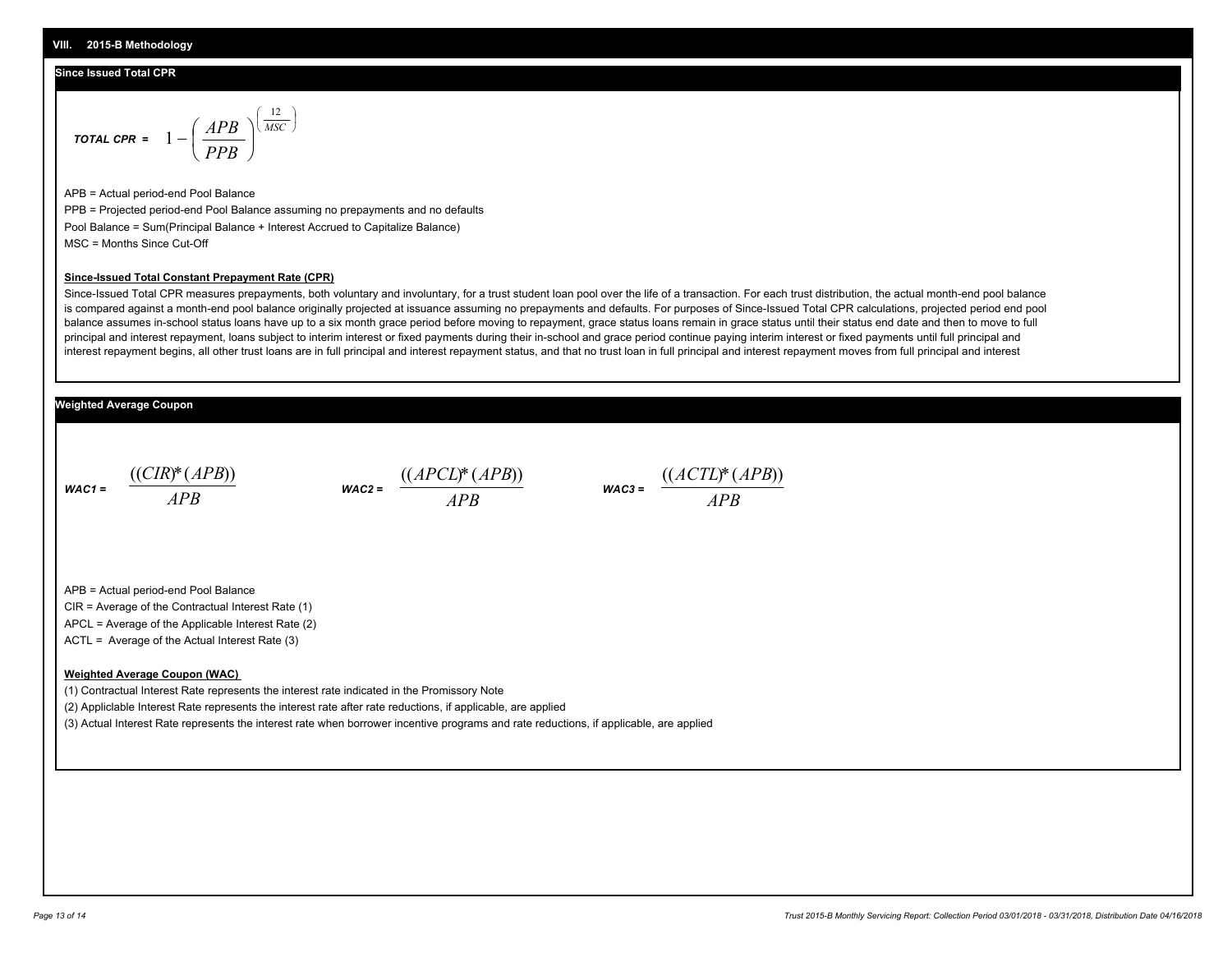## VIII. 2015-B Methodology

### Since Issued Total CPR

$$\textbf{TOTAL CPR} = 1 - \left(\frac{APB}{PPB}\right)^{\left(\frac{12}{MSC}\right)}$$

APB = Actual period-end Pool Balance

PPB = Projected period-end Pool Balance assuming no prepayments and no defaults

Pool Balance = Sum(Principal Balance + Interest Accrued to Capitalize Balance)

MSC = Months Since Cut-Off

**Since-Issued Total Constant Prepayment Rate (CPR)**

Since-Issued Total CPR measures prepayments, both voluntary and involuntary, for a trust student loan pool over the life of a transaction. For each trust distribution, the actual month-end pool balance is compared against a month-end pool balance originally projected at issuance assuming no prepayments and defaults. For purposes of Since-Issued Total CPR calculations, projected period end pool balance assumes in-school status loans have up to a six month grace period before moving to repayment, grace status loans remain in grace status until their status end date and then to move to full principal and interest repayment, loans subject to interim interest or fixed payments during their in-school and grace period continue paying interim interest or fixed payments until full principal and interest repayment begins, all other trust loans are in full principal and interest repayment status, and that no trust loan in full principal and interest repayment moves from full principal and interest

### Weighted Average Coupon

$$\textbf{WAC1} = \frac{((CIR) * (APB))}{APB} \qquad \textbf{WAC2} = \frac{((APCL) * (APB))}{APB} \qquad \textbf{WAC3} = \frac{((ACTL) * (APB))}{APB}$$

APB = Actual period-end Pool Balance

CIR = Average of the Contractual Interest Rate (1)

APCL = Average of the Applicable Interest Rate (2)

ACTL = Average of the Actual Interest Rate (3)

**Weighted Average Coupon (WAC)**

(1) Contractual Interest Rate represents the interest rate indicated in the Promissory Note

(2) Appliclable Interest Rate represents the interest rate after rate reductions, if applicable, are applied

(3) Actual Interest Rate represents the interest rate when borrower incentive programs and rate reductions, if applicable, are applied